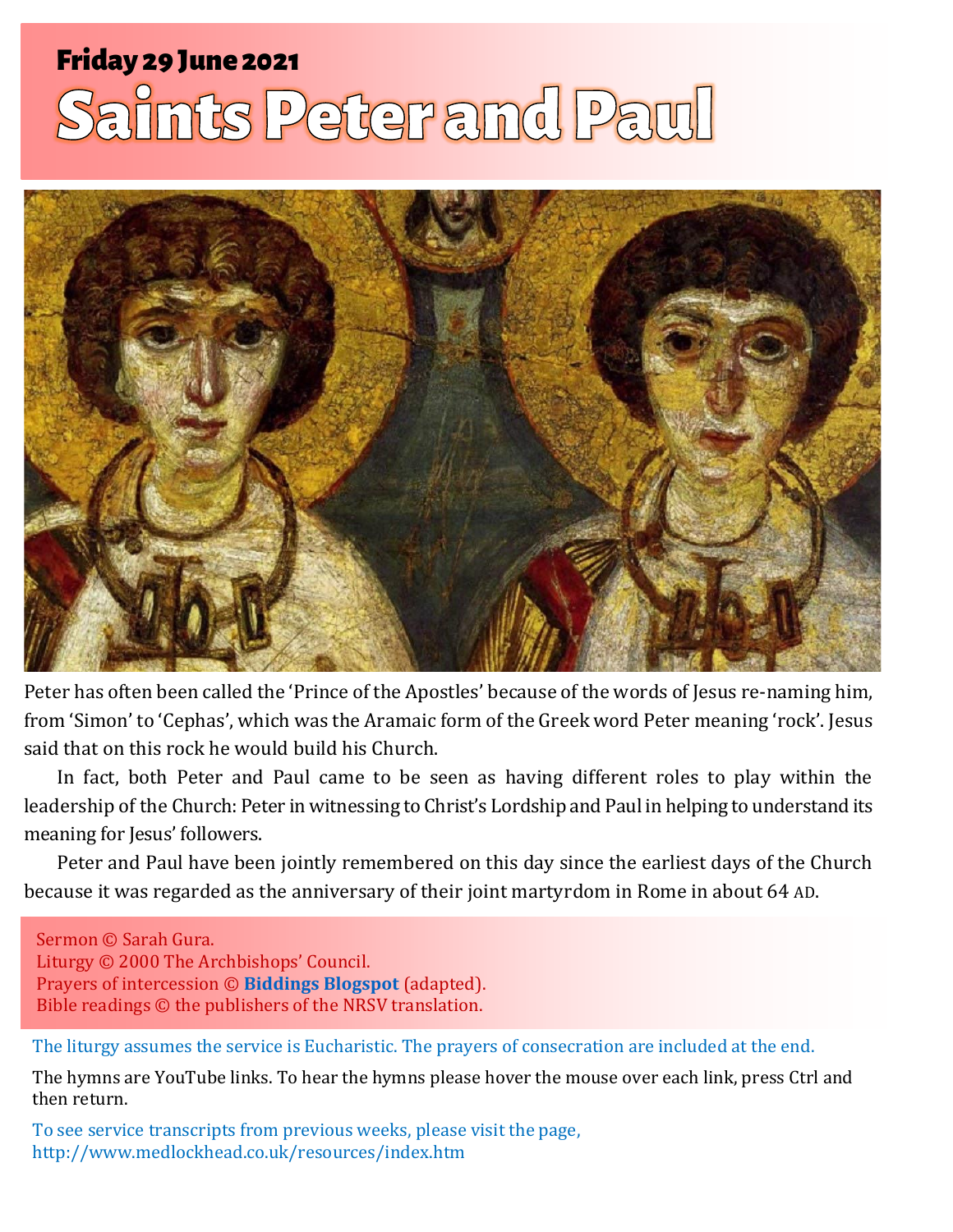## Friday 29 June 2021

# Saints Peter and Paul

Peter has often been called the 'Prince of the Apostles' because of the words of Jesus re-naming him, from 'Simon' to 'Cephas', which was the Aramaic form of the Greek word Peter meaning 'rock'. Jesus said that on this rock he would build his Church.

In fact, both Peter and Paul came to be seen as having different roles to play within the leadership of the Church: Peter in witnessing to Christ's Lordship and Paul in helping to understand its meaning for Jesus' followers.

Peter and Paul have been jointly remembered on this day since the earliest days of the Church because it was regarded as the anniversary of their joint martyrdom in Rome in about 64 AD.

Sermon © Sarah Gura.
Liturgy © 2000 The Archbishops' Council.
Prayers of intercession © **Biddings Blogspot** (adapted).
Bible readings © the publishers of the NRSV translation.

The liturgy assumes the service is Eucharistic. The prayers of consecration are included at the end.

The hymns are YouTube links. To hear the hymns please hover the mouse over each link, press Ctrl and then return.

To see service transcripts from previous weeks, please visit the page, http://www.medlockhead.co.uk/resources/index.htm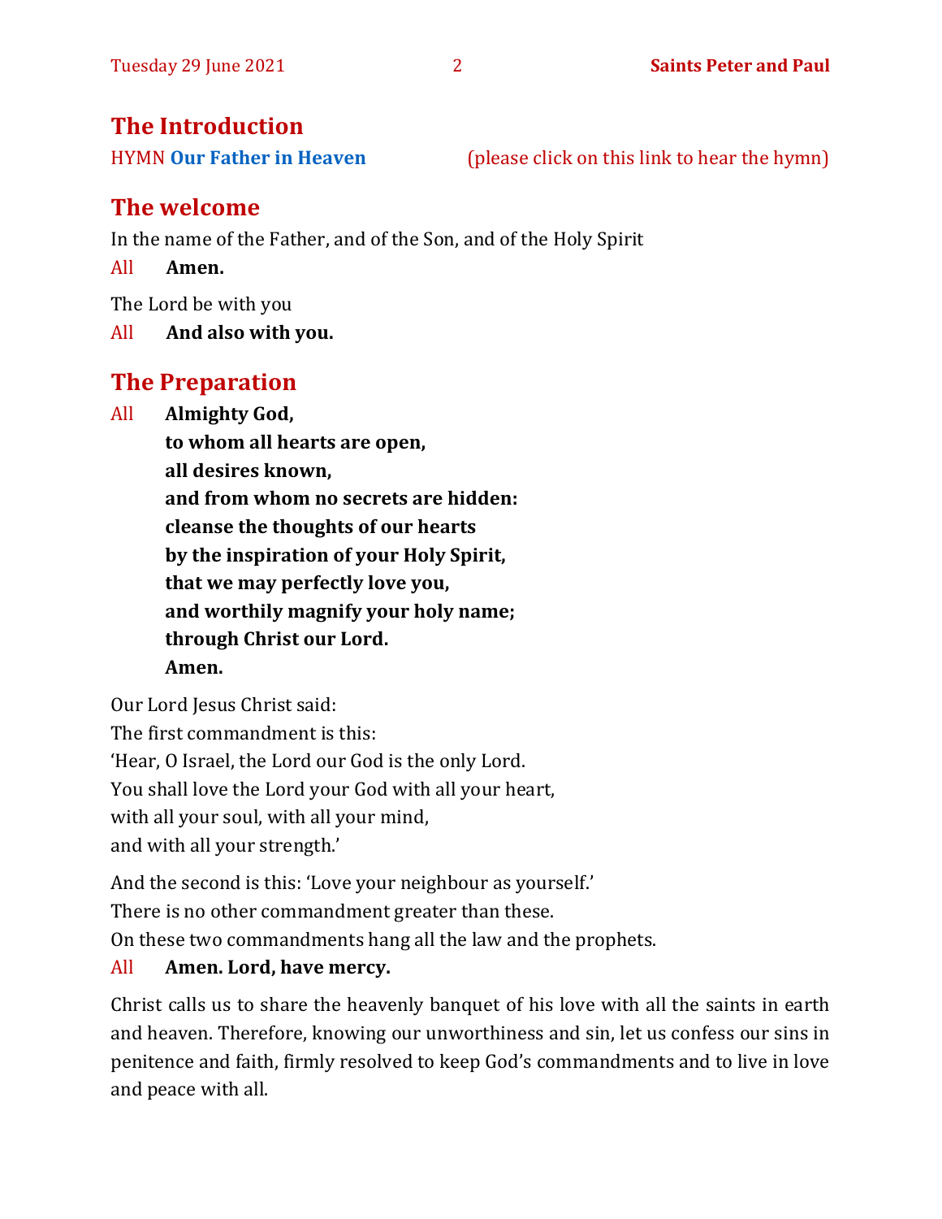## The Introduction

HYMN **Our Father in Heaven** (please click on this link to hear the hymn)

## The welcome

In the name of the Father, and of the Son, and of the Holy Spirit

All **Amen.**

The Lord be with you

All **And also with you.**

## The Preparation

All **Almighty God,**
**to whom all hearts are open,**
**all desires known,**
**and from whom no secrets are hidden:**
**cleanse the thoughts of our hearts**
**by the inspiration of your Holy Spirit,**
**that we may perfectly love you,**
**and worthily magnify your holy name;**
**through Christ our Lord.**
**Amen.**

Our Lord Jesus Christ said:
The first commandment is this:
'Hear, O Israel, the Lord our God is the only Lord.
You shall love the Lord your God with all your heart,
with all your soul, with all your mind,
and with all your strength.'

And the second is this: 'Love your neighbour as yourself.'
There is no other commandment greater than these.
On these two commandments hang all the law and the prophets.

All **Amen. Lord, have mercy.**

Christ calls us to share the heavenly banquet of his love with all the saints in earth and heaven. Therefore, knowing our unworthiness and sin, let us confess our sins in penitence and faith, firmly resolved to keep God's commandments and to live in love and peace with all.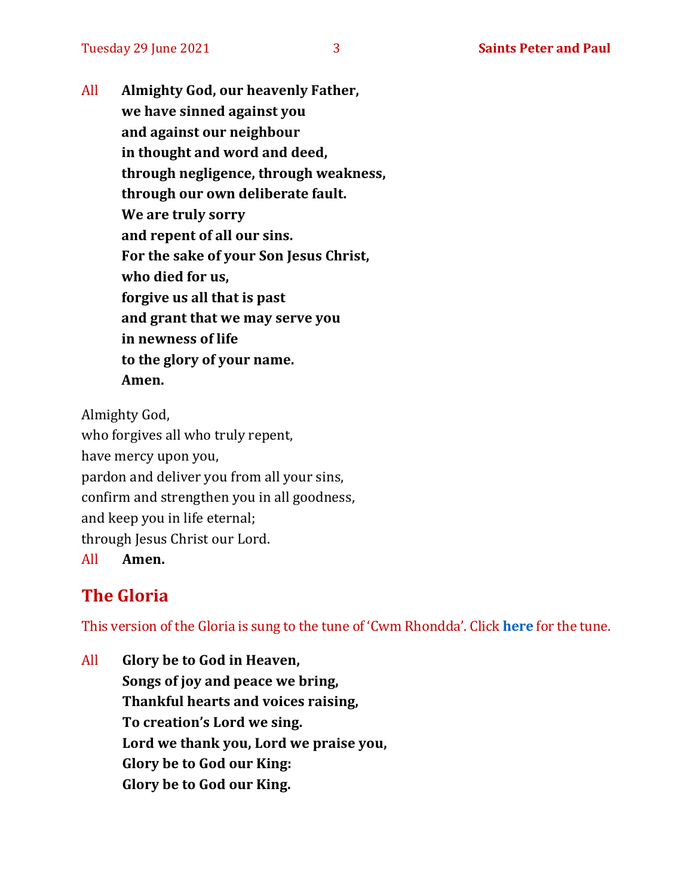All **Almighty God, our heavenly Father,**
**we have sinned against you**
**and against our neighbour**
**in thought and word and deed,**
**through negligence, through weakness,**
**through our own deliberate fault.**
**We are truly sorry**
**and repent of all our sins.**
**For the sake of your Son Jesus Christ,**
**who died for us,**
**forgive us all that is past**
**and grant that we may serve you**
**in newness of life**
**to the glory of your name.**
**Amen.**

Almighty God,
who forgives all who truly repent,
have mercy upon you,
pardon and deliver you from all your sins,
confirm and strengthen you in all goodness,
and keep you in life eternal;
through Jesus Christ our Lord.
All **Amen.**

## The Gloria

This version of the Gloria is sung to the tune of 'Cwm Rhondda'. Click **here** for the tune.

All **Glory be to God in Heaven,**
**Songs of joy and peace we bring,**
**Thankful hearts and voices raising,**
**To creation's Lord we sing.**
**Lord we thank you, Lord we praise you,**
**Glory be to God our King:**
**Glory be to God our King.**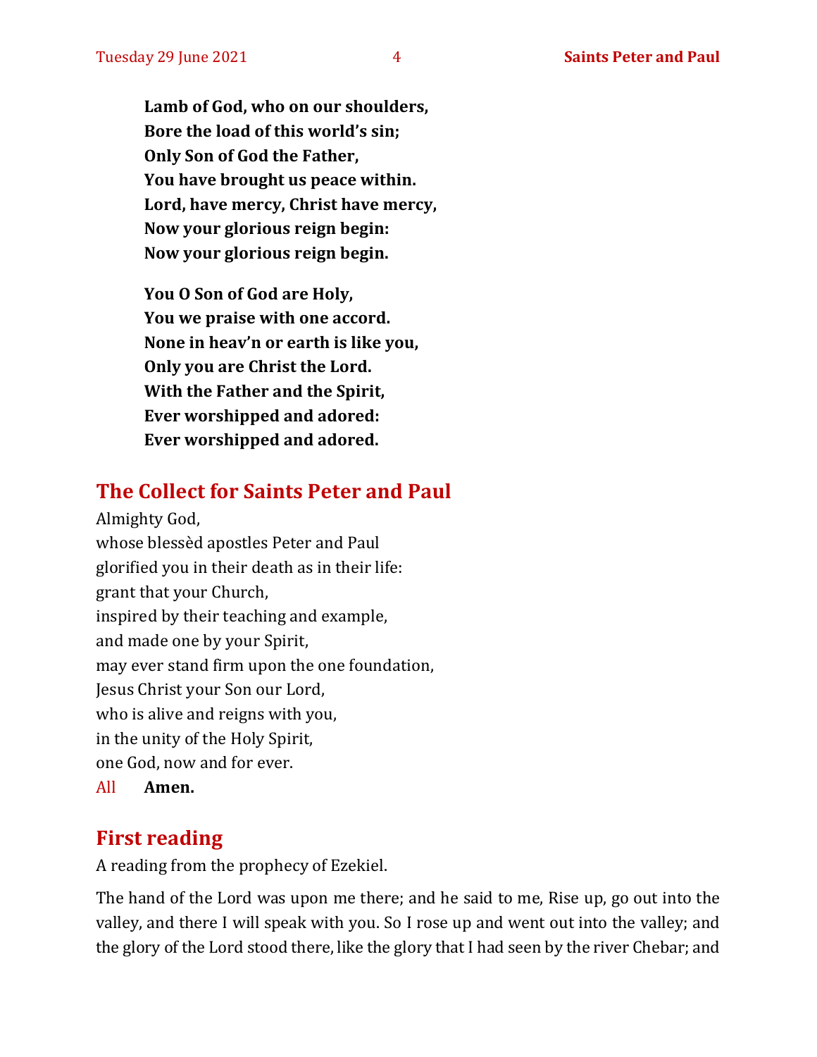**Lamb of God, who on our shoulders,**
**Bore the load of this world's sin;**
**Only Son of God the Father,**
**You have brought us peace within.**
**Lord, have mercy, Christ have mercy,**
**Now your glorious reign begin:**
**Now your glorious reign begin.**

**You O Son of God are Holy,**
**You we praise with one accord.**
**None in heav'n or earth is like you,**
**Only you are Christ the Lord.**
**With the Father and the Spirit,**
**Ever worshipped and adored:**
**Ever worshipped and adored.**

## The Collect for Saints Peter and Paul

Almighty God,
whose blessèd apostles Peter and Paul
glorified you in their death as in their life:
grant that your Church,
inspired by their teaching and example,
and made one by your Spirit,
may ever stand firm upon the one foundation,
Jesus Christ your Son our Lord,
who is alive and reigns with you,
in the unity of the Holy Spirit,
one God, now and for ever.

All **Amen.**

## First reading

A reading from the prophecy of Ezekiel.

The hand of the Lord was upon me there; and he said to me, Rise up, go out into the valley, and there I will speak with you. So I rose up and went out into the valley; and the glory of the Lord stood there, like the glory that I had seen by the river Chebar; and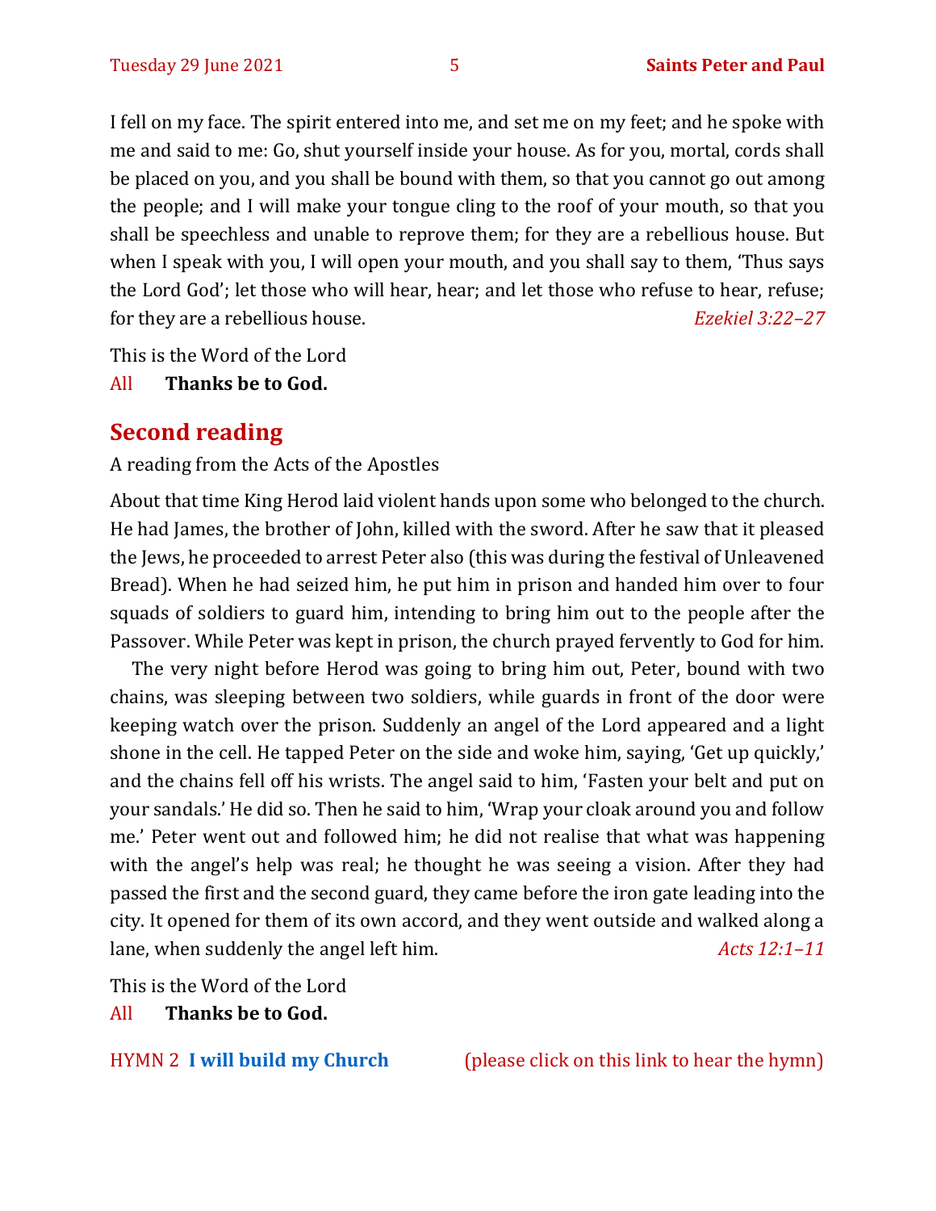I fell on my face. The spirit entered into me, and set me on my feet; and he spoke with me and said to me: Go, shut yourself inside your house. As for you, mortal, cords shall be placed on you, and you shall be bound with them, so that you cannot go out among the people; and I will make your tongue cling to the roof of your mouth, so that you shall be speechless and unable to reprove them; for they are a rebellious house. But when I speak with you, I will open your mouth, and you shall say to them, 'Thus says the Lord God'; let those who will hear, hear; and let those who refuse to hear, refuse; for they are a rebellious house. *Ezekiel 3:22–27*

This is the Word of the Lord

All **Thanks be to God.**

## Second reading

A reading from the Acts of the Apostles

About that time King Herod laid violent hands upon some who belonged to the church. He had James, the brother of John, killed with the sword. After he saw that it pleased the Jews, he proceeded to arrest Peter also (this was during the festival of Unleavened Bread). When he had seized him, he put him in prison and handed him over to four squads of soldiers to guard him, intending to bring him out to the people after the Passover. While Peter was kept in prison, the church prayed fervently to God for him.

The very night before Herod was going to bring him out, Peter, bound with two chains, was sleeping between two soldiers, while guards in front of the door were keeping watch over the prison. Suddenly an angel of the Lord appeared and a light shone in the cell. He tapped Peter on the side and woke him, saying, 'Get up quickly,' and the chains fell off his wrists. The angel said to him, 'Fasten your belt and put on your sandals.' He did so. Then he said to him, 'Wrap your cloak around you and follow me.' Peter went out and followed him; he did not realise that what was happening with the angel's help was real; he thought he was seeing a vision. After they had passed the first and the second guard, they came before the iron gate leading into the city. It opened for them of its own accord, and they went outside and walked along a lane, when suddenly the angel left him. *Acts 12:1–11*

This is the Word of the Lord

All **Thanks be to God.**

HYMN 2 **I will build my Church** (please click on this link to hear the hymn)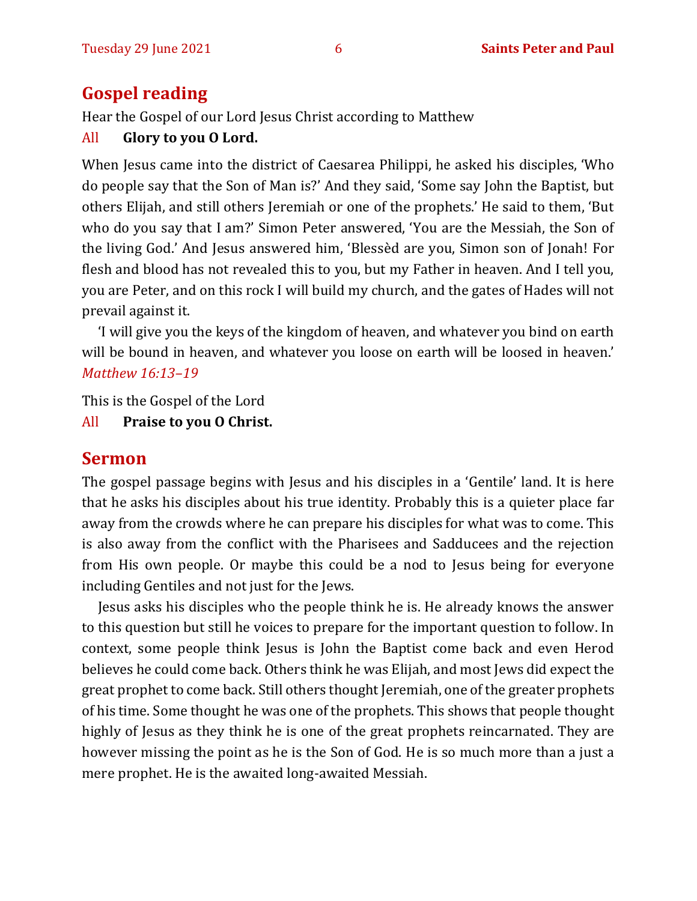## Gospel reading

Hear the Gospel of our Lord Jesus Christ according to Matthew

All **Glory to you O Lord.**

When Jesus came into the district of Caesarea Philippi, he asked his disciples, 'Who do people say that the Son of Man is?' And they said, 'Some say John the Baptist, but others Elijah, and still others Jeremiah or one of the prophets.' He said to them, 'But who do you say that I am?' Simon Peter answered, 'You are the Messiah, the Son of the living God.' And Jesus answered him, 'Blessèd are you, Simon son of Jonah! For flesh and blood has not revealed this to you, but my Father in heaven. And I tell you, you are Peter, and on this rock I will build my church, and the gates of Hades will not prevail against it.

'I will give you the keys of the kingdom of heaven, and whatever you bind on earth will be bound in heaven, and whatever you loose on earth will be loosed in heaven.' *Matthew 16:13–19*

This is the Gospel of the Lord

All **Praise to you O Christ.**

## Sermon

The gospel passage begins with Jesus and his disciples in a 'Gentile' land. It is here that he asks his disciples about his true identity. Probably this is a quieter place far away from the crowds where he can prepare his disciples for what was to come. This is also away from the conflict with the Pharisees and Sadducees and the rejection from His own people. Or maybe this could be a nod to Jesus being for everyone including Gentiles and not just for the Jews.

Jesus asks his disciples who the people think he is. He already knows the answer to this question but still he voices to prepare for the important question to follow. In context, some people think Jesus is John the Baptist come back and even Herod believes he could come back. Others think he was Elijah, and most Jews did expect the great prophet to come back. Still others thought Jeremiah, one of the greater prophets of his time. Some thought he was one of the prophets. This shows that people thought highly of Jesus as they think he is one of the great prophets reincarnated. They are however missing the point as he is the Son of God. He is so much more than a just a mere prophet. He is the awaited long-awaited Messiah.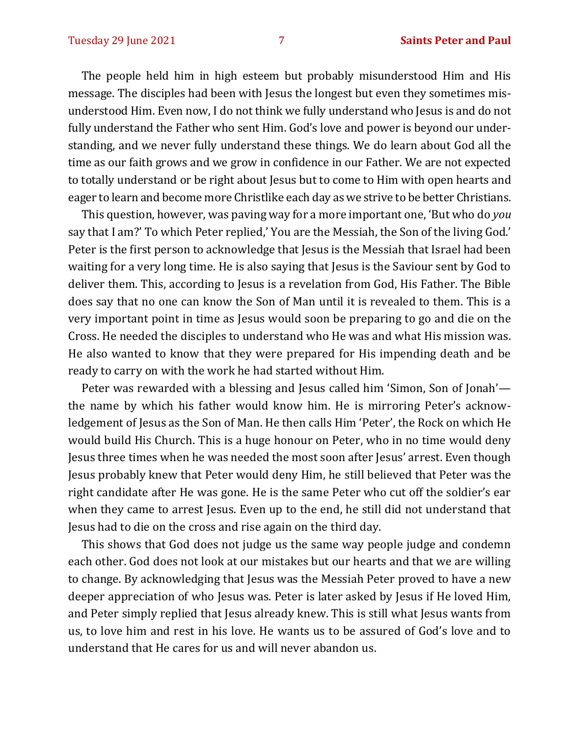The people held him in high esteem but probably misunderstood Him and His message. The disciples had been with Jesus the longest but even they sometimes misunderstood Him. Even now, I do not think we fully understand who Jesus is and do not fully understand the Father who sent Him. God's love and power is beyond our understanding, and we never fully understand these things. We do learn about God all the time as our faith grows and we grow in confidence in our Father. We are not expected to totally understand or be right about Jesus but to come to Him with open hearts and eager to learn and become more Christlike each day as we strive to be better Christians.

This question, however, was paving way for a more important one, 'But who do *you* say that I am?' To which Peter replied,' You are the Messiah, the Son of the living God.' Peter is the first person to acknowledge that Jesus is the Messiah that Israel had been waiting for a very long time. He is also saying that Jesus is the Saviour sent by God to deliver them. This, according to Jesus is a revelation from God, His Father. The Bible does say that no one can know the Son of Man until it is revealed to them. This is a very important point in time as Jesus would soon be preparing to go and die on the Cross. He needed the disciples to understand who He was and what His mission was. He also wanted to know that they were prepared for His impending death and be ready to carry on with the work he had started without Him.

Peter was rewarded with a blessing and Jesus called him 'Simon, Son of Jonah'—the name by which his father would know him. He is mirroring Peter's acknowledgement of Jesus as the Son of Man. He then calls Him 'Peter', the Rock on which He would build His Church. This is a huge honour on Peter, who in no time would deny Jesus three times when he was needed the most soon after Jesus' arrest. Even though Jesus probably knew that Peter would deny Him, he still believed that Peter was the right candidate after He was gone. He is the same Peter who cut off the soldier's ear when they came to arrest Jesus. Even up to the end, he still did not understand that Jesus had to die on the cross and rise again on the third day.

This shows that God does not judge us the same way people judge and condemn each other. God does not look at our mistakes but our hearts and that we are willing to change. By acknowledging that Jesus was the Messiah Peter proved to have a new deeper appreciation of who Jesus was. Peter is later asked by Jesus if He loved Him, and Peter simply replied that Jesus already knew. This is still what Jesus wants from us, to love him and rest in his love. He wants us to be assured of God's love and to understand that He cares for us and will never abandon us.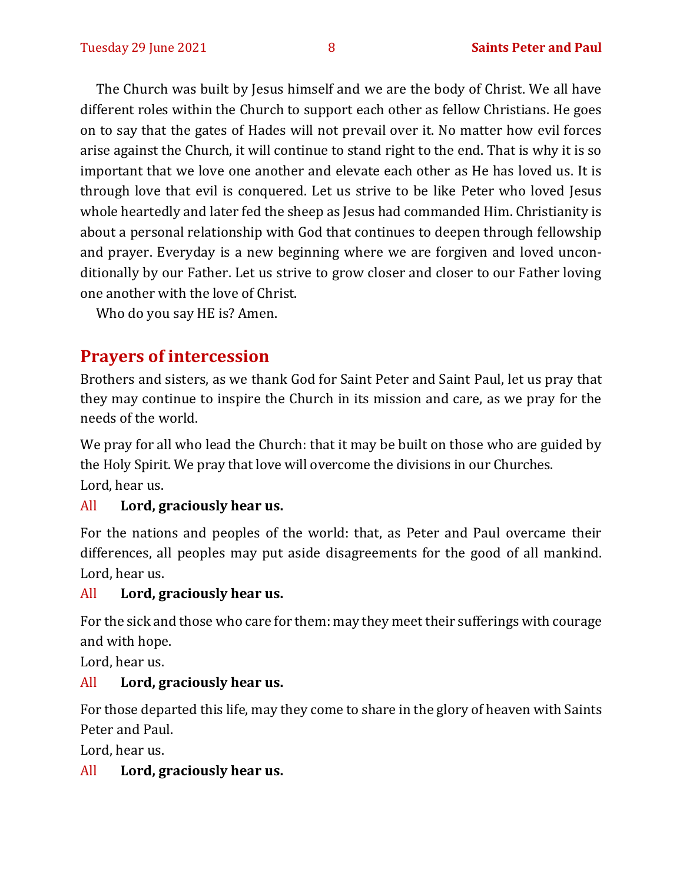The Church was built by Jesus himself and we are the body of Christ. We all have different roles within the Church to support each other as fellow Christians. He goes on to say that the gates of Hades will not prevail over it. No matter how evil forces arise against the Church, it will continue to stand right to the end. That is why it is so important that we love one another and elevate each other as He has loved us. It is through love that evil is conquered. Let us strive to be like Peter who loved Jesus whole heartedly and later fed the sheep as Jesus had commanded Him. Christianity is about a personal relationship with God that continues to deepen through fellowship and prayer. Everyday is a new beginning where we are forgiven and loved unconditionally by our Father. Let us strive to grow closer and closer to our Father loving one another with the love of Christ.

Who do you say HE is? Amen.

## Prayers of intercession

Brothers and sisters, as we thank God for Saint Peter and Saint Paul, let us pray that they may continue to inspire the Church in its mission and care, as we pray for the needs of the world.

We pray for all who lead the Church: that it may be built on those who are guided by the Holy Spirit. We pray that love will overcome the divisions in our Churches.
Lord, hear us.

All **Lord, graciously hear us.**

For the nations and peoples of the world: that, as Peter and Paul overcame their differences, all peoples may put aside disagreements for the good of all mankind. Lord, hear us.

All **Lord, graciously hear us.**

For the sick and those who care for them: may they meet their sufferings with courage and with hope.
Lord, hear us.

All **Lord, graciously hear us.**

For those departed this life, may they come to share in the glory of heaven with Saints Peter and Paul.
Lord, hear us.

All **Lord, graciously hear us.**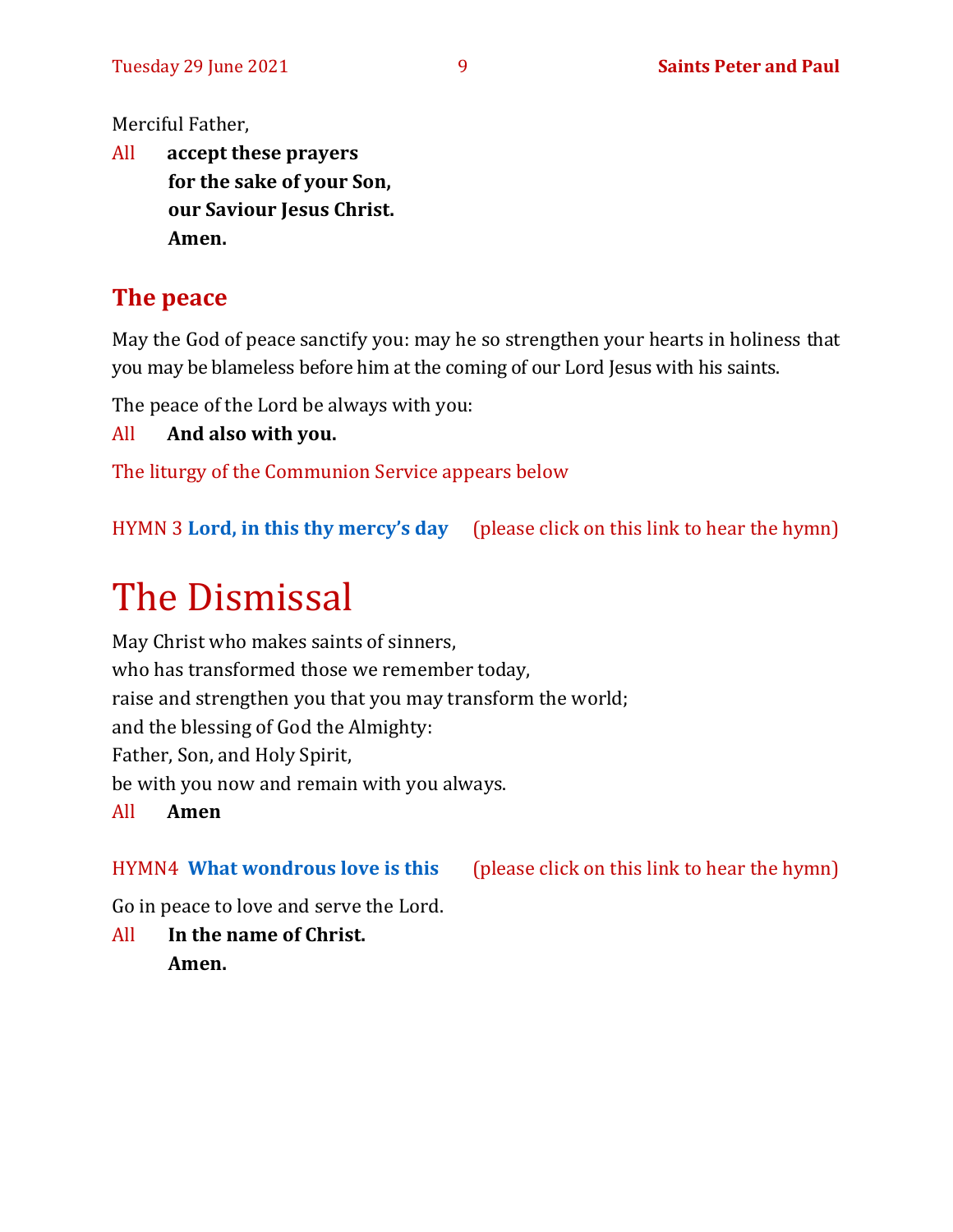Merciful Father,

All **accept these prayers**
**for the sake of your Son,**
**our Saviour Jesus Christ.**
**Amen.**

## The peace

May the God of peace sanctify you: may he so strengthen your hearts in holiness that you may be blameless before him at the coming of our Lord Jesus with his saints.

The peace of the Lord be always with you:

All **And also with you.**

The liturgy of the Communion Service appears below

HYMN 3 **Lord, in this thy mercy's day** (please click on this link to hear the hymn)

# The Dismissal

May Christ who makes saints of sinners,
who has transformed those we remember today,
raise and strengthen you that you may transform the world;
and the blessing of God the Almighty:
Father, Son, and Holy Spirit,
be with you now and remain with you always.

All **Amen**

HYMN4 **What wondrous love is this** (please click on this link to hear the hymn)

Go in peace to love and serve the Lord.

All **In the name of Christ.**
**Amen.**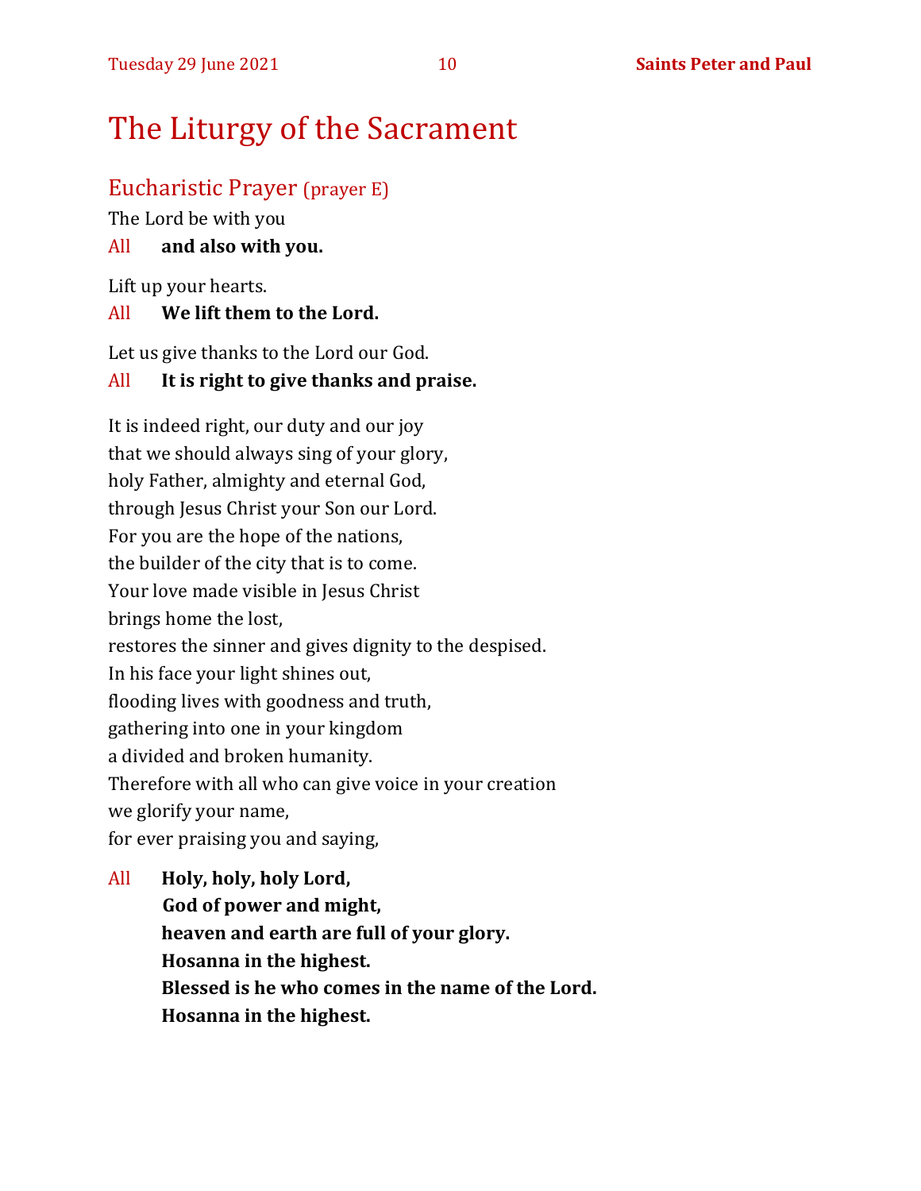# The Liturgy of the Sacrament

## Eucharistic Prayer (prayer E)

The Lord be with you

All **and also with you.**

Lift up your hearts.

All **We lift them to the Lord.**

Let us give thanks to the Lord our God.

All **It is right to give thanks and praise.**

It is indeed right, our duty and our joy
that we should always sing of your glory,
holy Father, almighty and eternal God,
through Jesus Christ your Son our Lord.
For you are the hope of the nations,
the builder of the city that is to come.
Your love made visible in Jesus Christ
brings home the lost,
restores the sinner and gives dignity to the despised.
In his face your light shines out,
flooding lives with goodness and truth,
gathering into one in your kingdom
a divided and broken humanity.
Therefore with all who can give voice in your creation
we glorify your name,
for ever praising you and saying,

All **Holy, holy, holy Lord,**
**God of power and might,**
**heaven and earth are full of your glory.**
**Hosanna in the highest.**
**Blessed is he who comes in the name of the Lord.**
**Hosanna in the highest.**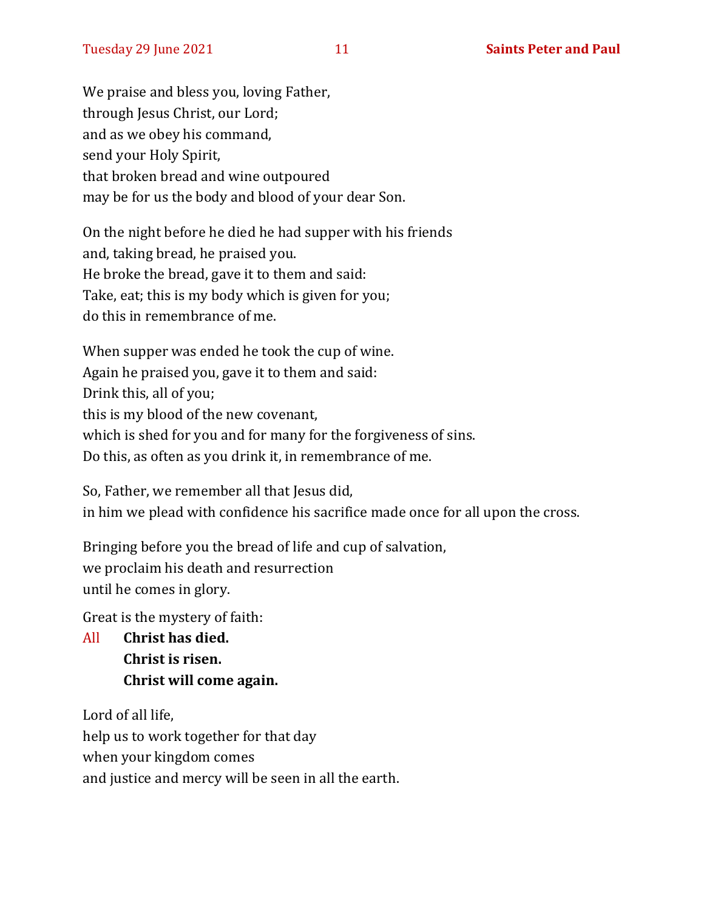We praise and bless you, loving Father,
through Jesus Christ, our Lord;
and as we obey his command,
send your Holy Spirit,
that broken bread and wine outpoured
may be for us the body and blood of your dear Son.

On the night before he died he had supper with his friends
and, taking bread, he praised you.
He broke the bread, gave it to them and said:
Take, eat; this is my body which is given for you;
do this in remembrance of me.

When supper was ended he took the cup of wine.
Again he praised you, gave it to them and said:
Drink this, all of you;
this is my blood of the new covenant,
which is shed for you and for many for the forgiveness of sins.
Do this, as often as you drink it, in remembrance of me.

So, Father, we remember all that Jesus did,
in him we plead with confidence his sacrifice made once for all upon the cross.

Bringing before you the bread of life and cup of salvation,
we proclaim his death and resurrection
until he comes in glory.

Great is the mystery of faith:

All **Christ has died.**
**Christ is risen.**
**Christ will come again.**

Lord of all life,
help us to work together for that day
when your kingdom comes
and justice and mercy will be seen in all the earth.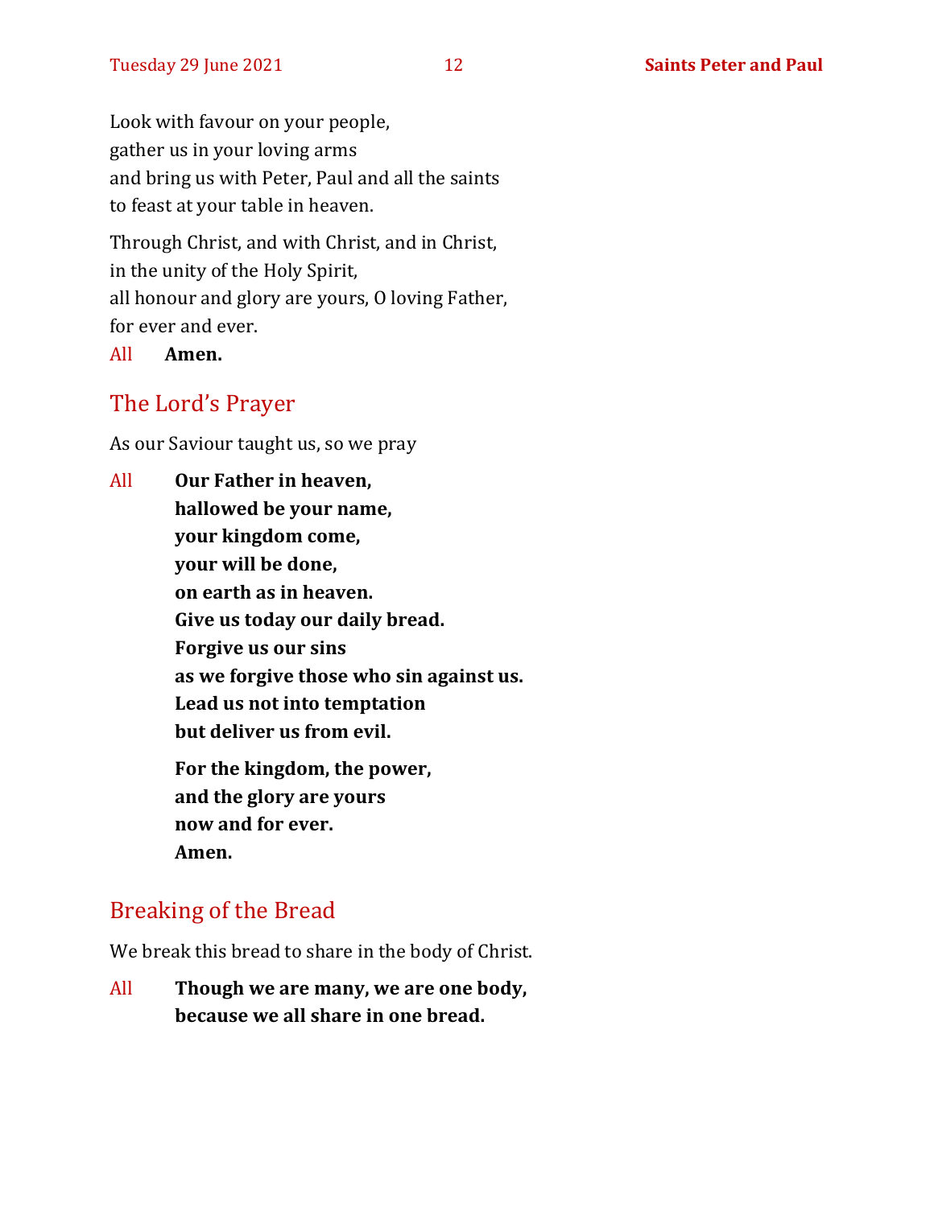Look with favour on your people,
gather us in your loving arms
and bring us with Peter, Paul and all the saints
to feast at your table in heaven.

Through Christ, and with Christ, and in Christ,
in the unity of the Holy Spirit,
all honour and glory are yours, O loving Father,
for ever and ever.

All **Amen.**

## The Lord's Prayer

As our Saviour taught us, so we pray

All **Our Father in heaven,**
**hallowed be your name,**
**your kingdom come,**
**your will be done,**
**on earth as in heaven.**
**Give us today our daily bread.**
**Forgive us our sins**
**as we forgive those who sin against us.**
**Lead us not into temptation**
**but deliver us from evil.**

**For the kingdom, the power,**
**and the glory are yours**
**now and for ever.**
**Amen.**

## Breaking of the Bread

We break this bread to share in the body of Christ.

All **Though we are many, we are one body,**
**because we all share in one bread.**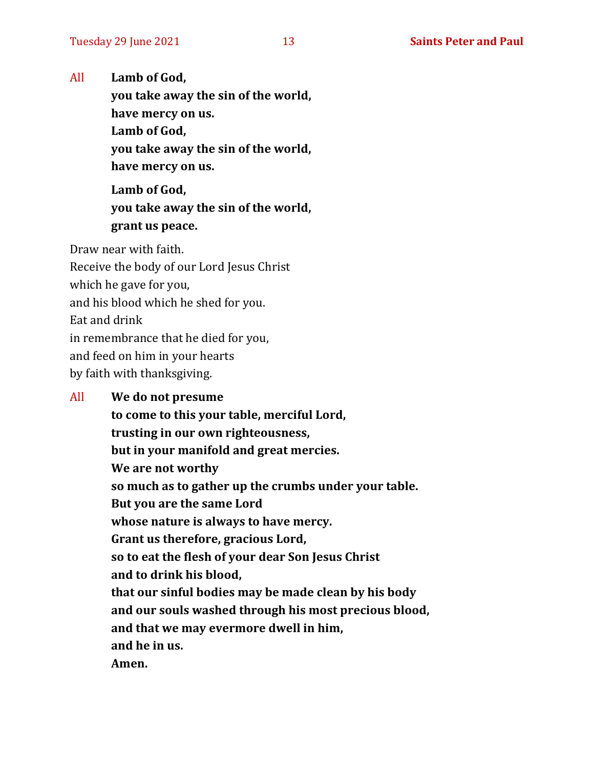All **Lamb of God,**
**you take away the sin of the world,**
**have mercy on us.**
**Lamb of God,**
**you take away the sin of the world,**
**have mercy on us.**

**Lamb of God,**
**you take away the sin of the world,**
**grant us peace.**

Draw near with faith.
Receive the body of our Lord Jesus Christ
which he gave for you,
and his blood which he shed for you.
Eat and drink
in remembrance that he died for you,
and feed on him in your hearts
by faith with thanksgiving.

All **We do not presume**
**to come to this your table, merciful Lord,**
**trusting in our own righteousness,**
**but in your manifold and great mercies.**
**We are not worthy**
**so much as to gather up the crumbs under your table.**
**But you are the same Lord**
**whose nature is always to have mercy.**
**Grant us therefore, gracious Lord,**
**so to eat the flesh of your dear Son Jesus Christ**
**and to drink his blood,**
**that our sinful bodies may be made clean by his body**
**and our souls washed through his most precious blood,**
**and that we may evermore dwell in him,**
**and he in us.**
**Amen.**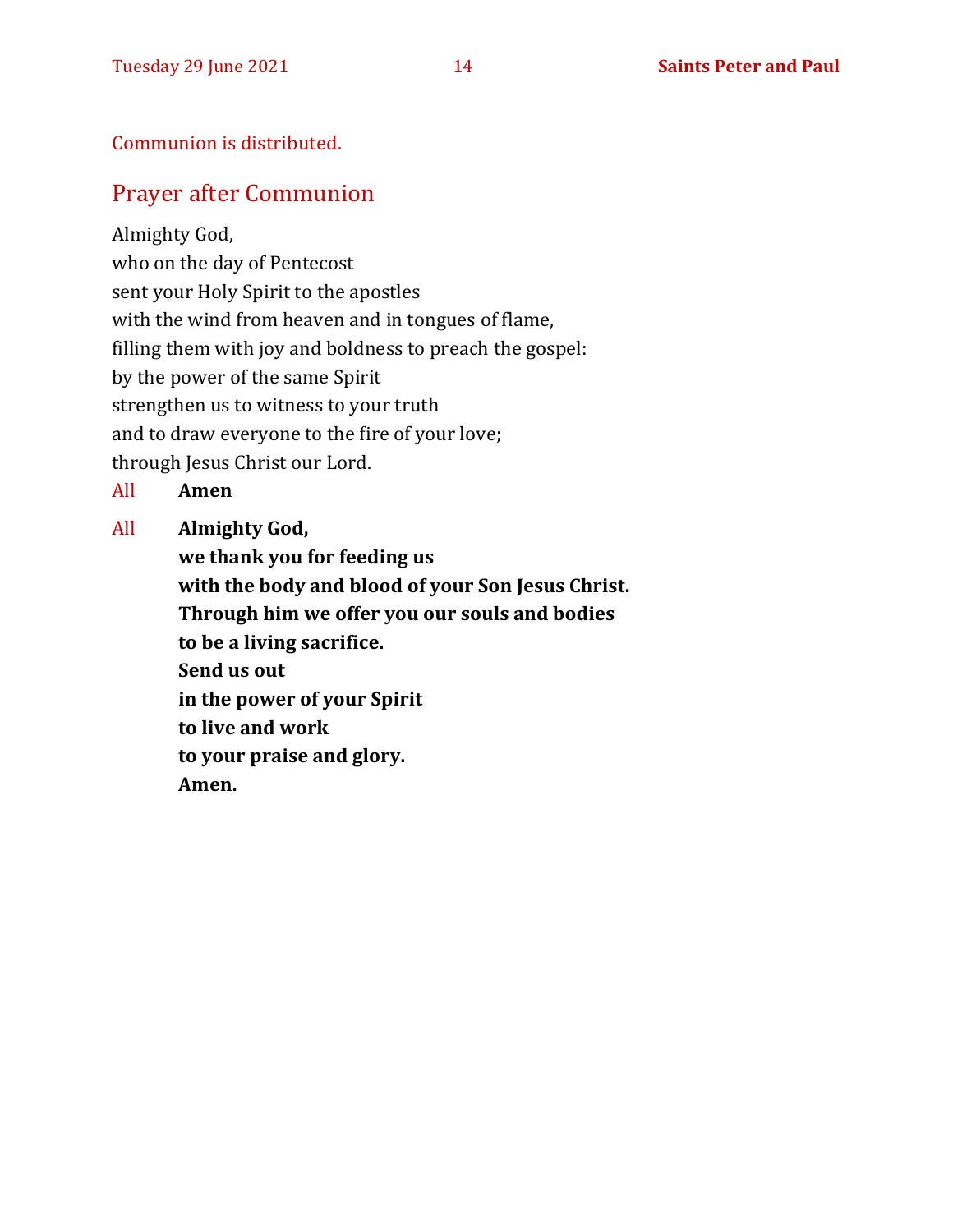Communion is distributed.

## Prayer after Communion

Almighty God,  
who on the day of Pentecost  
sent your Holy Spirit to the apostles  
with the wind from heaven and in tongues of flame,  
filling them with joy and boldness to preach the gospel:  
by the power of the same Spirit  
strengthen us to witness to your truth  
and to draw everyone to the fire of your love;  
through Jesus Christ our Lord.

All **Amen**

All **Almighty God,**  
**we thank you for feeding us**  
**with the body and blood of your Son Jesus Christ.**  
**Through him we offer you our souls and bodies**  
**to be a living sacrifice.**  
**Send us out**  
**in the power of your Spirit**  
**to live and work**  
**to your praise and glory.**  
**Amen.**